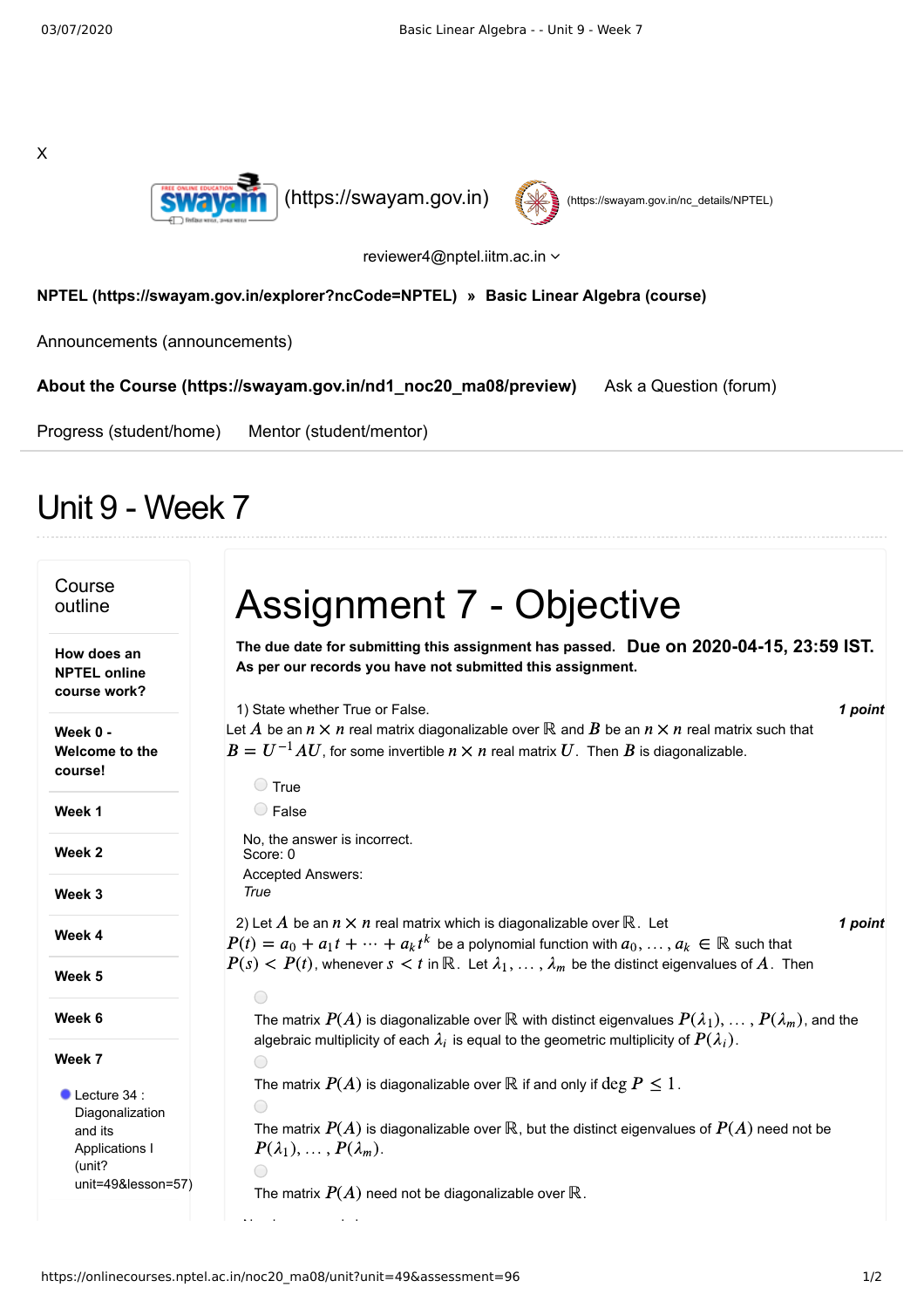X

(https://swayam.gov.in) (https://swayam.gov.in/nc_details/NPTEL)

reviewer4@nptel.iitm.ac.in

**NPTEL (https://swayam.gov.in/explorer?ncCode=NPTEL)** » **Basic Linear Algebra (course)**

Announcements (announcements)

**About the Course (https://swayam.gov.in/nd1_noc20_ma08/preview)** Ask a Question (forum)

Progress (student/home) Mentor (student/mentor)

# Unit 9 - Week 7

## Course outline

**How does an NPTEL online course work?**

**Week 0 - Welcome to the course!**

**Week 1**

**Week 2**

**Week 3**

**Week 4**

**Week 5**

**Week 6**

**Week 7**

- Lecture 34 : Diagonalization and its Applications I (unit?unit=49&lesson=57)

# Assignment 7 - Objective

**The due date for submitting this assignment has passed.** **Due on 2020-04-15, 23:59 IST.**
**As per our records you have not submitted this assignment.**

1) State whether True or False. *1 point*

Let $A$ be an $n \times n$ real matrix diagonalizable over $\mathbb{R}$ and $B$ be an $n \times n$ real matrix such that $B = U^{-1}AU$, for some invertible $n \times n$ real matrix $U$. Then $B$ is diagonalizable.

- True
- False

No, the answer is incorrect.
Score: 0

Accepted Answers:
*True*

2) Let $A$ be an $n \times n$ real matrix which is diagonalizable over $\mathbb{R}$. Let $P(t) = a_0 + a_1 t + \cdots + a_k t^k$ be a polynomial function with $a_0, \ldots, a_k \in \mathbb{R}$ such that $P(s) < P(t)$, whenever $s < t$ in $\mathbb{R}$. Let $\lambda_1, \ldots, \lambda_m$ be the distinct eigenvalues of $A$. Then *1 point*

- The matrix $P(A)$ is diagonalizable over $\mathbb{R}$ with distinct eigenvalues $P(\lambda_1), \ldots, P(\lambda_m)$, and the algebraic multiplicity of each $\lambda_i$ is equal to the geometric multiplicity of $P(\lambda_i)$.
- The matrix $P(A)$ is diagonalizable over $\mathbb{R}$ if and only if $\deg P \leq 1$.
- The matrix $P(A)$ is diagonalizable over $\mathbb{R}$, but the distinct eigenvalues of $P(A)$ need not be $P(\lambda_1), \ldots, P(\lambda_m)$.
- The matrix $P(A)$ need not be diagonalizable over $\mathbb{R}$.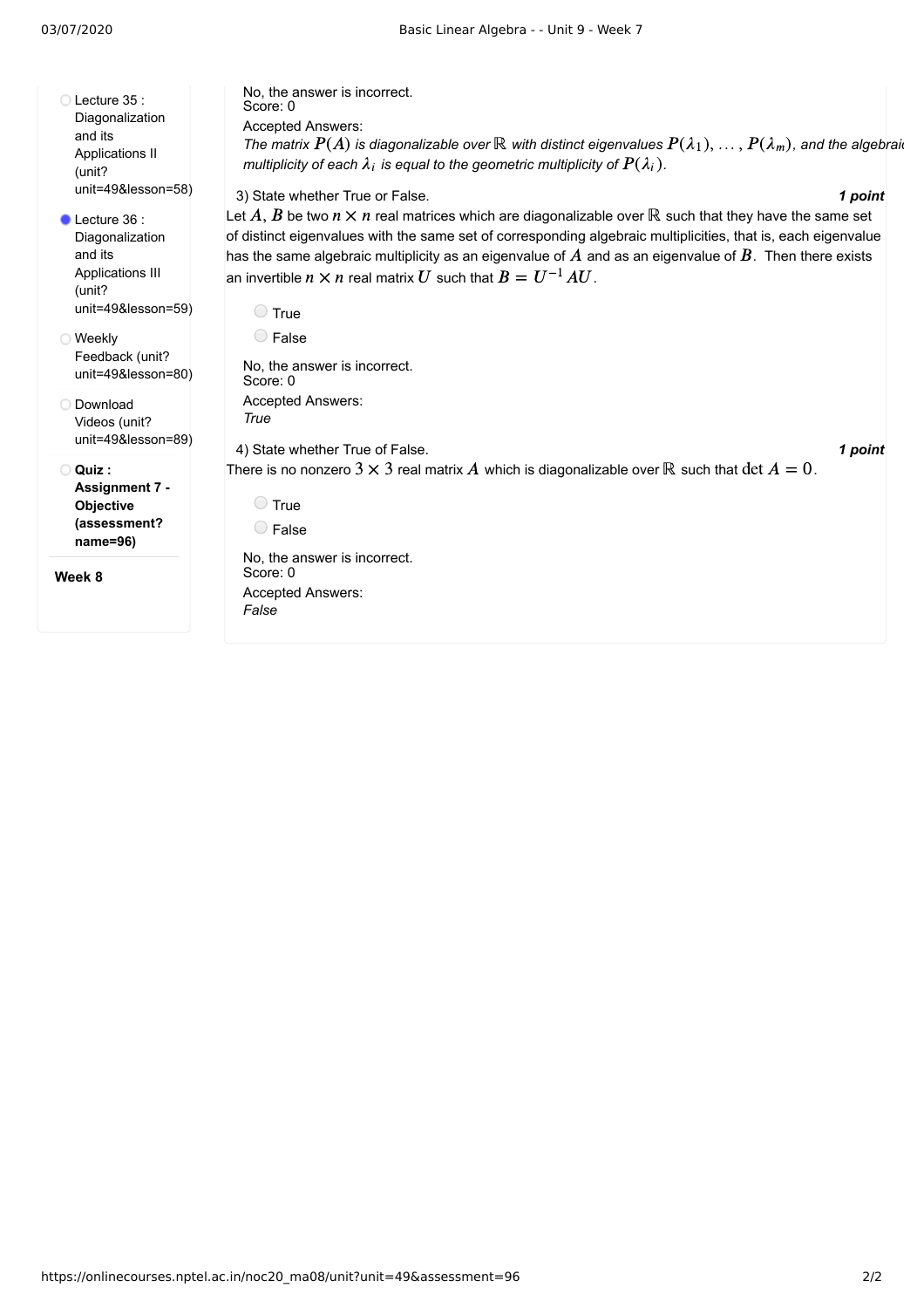- Lecture 35 : Diagonalization and its Applications II (unit?unit=49&lesson=58)
- Lecture 36 : Diagonalization and its Applications III (unit?unit=49&lesson=59)
- Weekly Feedback (unit?unit=49&lesson=80)
- Download Videos (unit?unit=49&lesson=89)
- **Quiz : Assignment 7 - Objective (assessment?name=96)**

**Week 8**

No, the answer is incorrect.
Score: 0

Accepted Answers:
*The matrix $P(A)$ is diagonalizable over $\mathbb{R}$ with distinct eigenvalues $P(\lambda_1), \ldots, P(\lambda_m)$, and the algebraic multiplicity of each $\lambda_i$ is equal to the geometric multiplicity of $P(\lambda_i)$.*

3) State whether True or False. ***1 point***

Let $A, B$ be two $n \times n$ real matrices which are diagonalizable over $\mathbb{R}$ such that they have the same set of distinct eigenvalues with the same set of corresponding algebraic multiplicities, that is, each eigenvalue has the same algebraic multiplicity as an eigenvalue of $A$ and as an eigenvalue of $B$. Then there exists an invertible $n \times n$ real matrix $U$ such that $B = U^{-1}AU$.

- True
- False

No, the answer is incorrect.
Score: 0

Accepted Answers:
*True*

4) State whether True of False. ***1 point***

There is no nonzero $3 \times 3$ real matrix $A$ which is diagonalizable over $\mathbb{R}$ such that $\det A = 0$.

- True
- False

No, the answer is incorrect.
Score: 0

Accepted Answers:
*False*